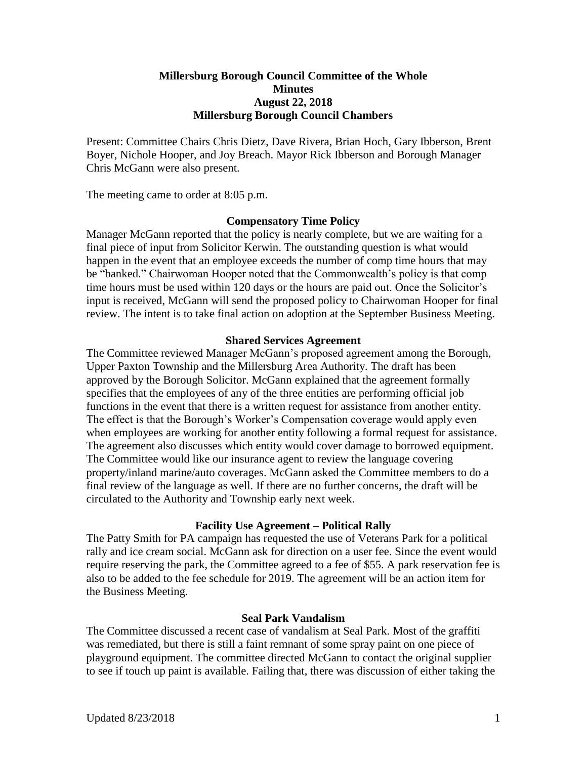# Millersburg Borough Council Committee of the Whole
# Minutes
# August 22, 2018
# Millersburg Borough Council Chambers

Present: Committee Chairs Chris Dietz, Dave Rivera, Brian Hoch, Gary Ibberson, Brent Boyer, Nichole Hooper, and Joy Breach. Mayor Rick Ibberson and Borough Manager Chris McGann were also present.

The meeting came to order at 8:05 p.m.

## Compensatory Time Policy

Manager McGann reported that the policy is nearly complete, but we are waiting for a final piece of input from Solicitor Kerwin. The outstanding question is what would happen in the event that an employee exceeds the number of comp time hours that may be "banked." Chairwoman Hooper noted that the Commonwealth's policy is that comp time hours must be used within 120 days or the hours are paid out. Once the Solicitor's input is received, McGann will send the proposed policy to Chairwoman Hooper for final review. The intent is to take final action on adoption at the September Business Meeting.

## Shared Services Agreement

The Committee reviewed Manager McGann's proposed agreement among the Borough, Upper Paxton Township and the Millersburg Area Authority. The draft has been approved by the Borough Solicitor. McGann explained that the agreement formally specifies that the employees of any of the three entities are performing official job functions in the event that there is a written request for assistance from another entity. The effect is that the Borough's Worker's Compensation coverage would apply even when employees are working for another entity following a formal request for assistance. The agreement also discusses which entity would cover damage to borrowed equipment. The Committee would like our insurance agent to review the language covering property/inland marine/auto coverages. McGann asked the Committee members to do a final review of the language as well. If there are no further concerns, the draft will be circulated to the Authority and Township early next week.

## Facility Use Agreement – Political Rally

The Patty Smith for PA campaign has requested the use of Veterans Park for a political rally and ice cream social. McGann ask for direction on a user fee. Since the event would require reserving the park, the Committee agreed to a fee of $55. A park reservation fee is also to be added to the fee schedule for 2019. The agreement will be an action item for the Business Meeting.

## Seal Park Vandalism

The Committee discussed a recent case of vandalism at Seal Park. Most of the graffiti was remediated, but there is still a faint remnant of some spray paint on one piece of playground equipment. The committee directed McGann to contact the original supplier to see if touch up paint is available. Failing that, there was discussion of either taking the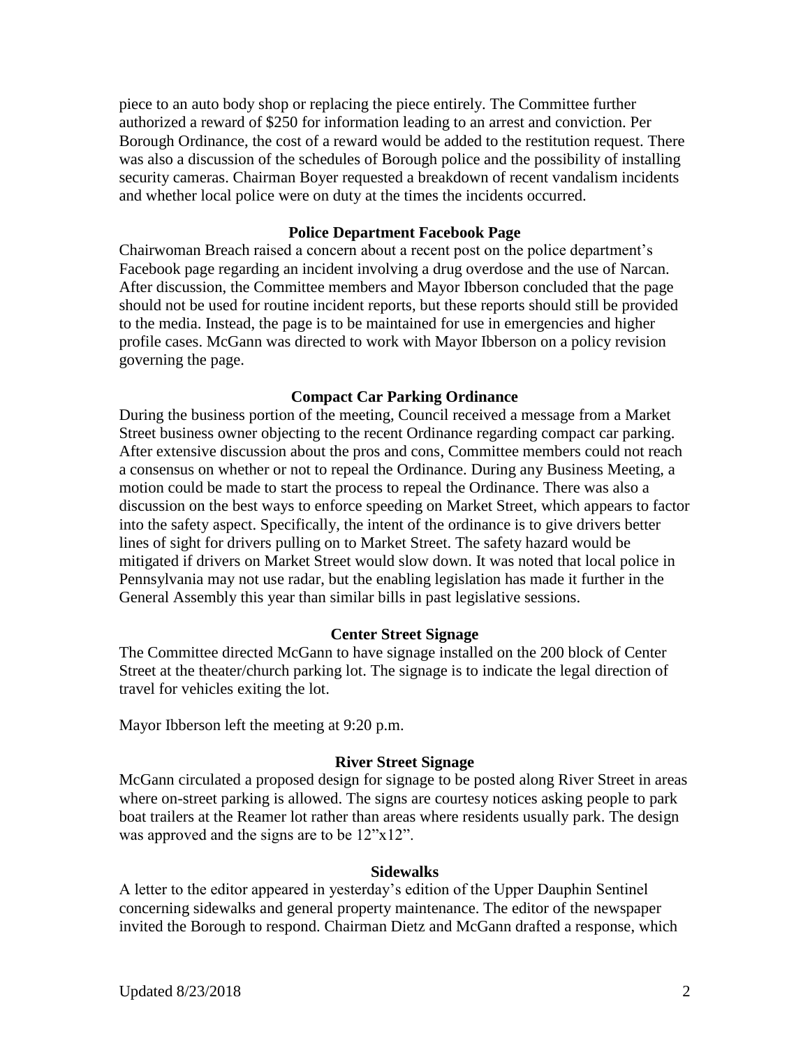piece to an auto body shop or replacing the piece entirely. The Committee further authorized a reward of $250 for information leading to an arrest and conviction. Per Borough Ordinance, the cost of a reward would be added to the restitution request. There was also a discussion of the schedules of Borough police and the possibility of installing security cameras. Chairman Boyer requested a breakdown of recent vandalism incidents and whether local police were on duty at the times the incidents occurred.

### Police Department Facebook Page

Chairwoman Breach raised a concern about a recent post on the police department's Facebook page regarding an incident involving a drug overdose and the use of Narcan. After discussion, the Committee members and Mayor Ibberson concluded that the page should not be used for routine incident reports, but these reports should still be provided to the media. Instead, the page is to be maintained for use in emergencies and higher profile cases. McGann was directed to work with Mayor Ibberson on a policy revision governing the page.

### Compact Car Parking Ordinance

During the business portion of the meeting, Council received a message from a Market Street business owner objecting to the recent Ordinance regarding compact car parking. After extensive discussion about the pros and cons, Committee members could not reach a consensus on whether or not to repeal the Ordinance. During any Business Meeting, a motion could be made to start the process to repeal the Ordinance. There was also a discussion on the best ways to enforce speeding on Market Street, which appears to factor into the safety aspect. Specifically, the intent of the ordinance is to give drivers better lines of sight for drivers pulling on to Market Street. The safety hazard would be mitigated if drivers on Market Street would slow down. It was noted that local police in Pennsylvania may not use radar, but the enabling legislation has made it further in the General Assembly this year than similar bills in past legislative sessions.

### Center Street Signage

The Committee directed McGann to have signage installed on the 200 block of Center Street at the theater/church parking lot. The signage is to indicate the legal direction of travel for vehicles exiting the lot.

Mayor Ibberson left the meeting at 9:20 p.m.

### River Street Signage

McGann circulated a proposed design for signage to be posted along River Street in areas where on-street parking is allowed. The signs are courtesy notices asking people to park boat trailers at the Reamer lot rather than areas where residents usually park. The design was approved and the signs are to be 12"x12".

### Sidewalks

A letter to the editor appeared in yesterday's edition of the Upper Dauphin Sentinel concerning sidewalks and general property maintenance. The editor of the newspaper invited the Borough to respond. Chairman Dietz and McGann drafted a response, which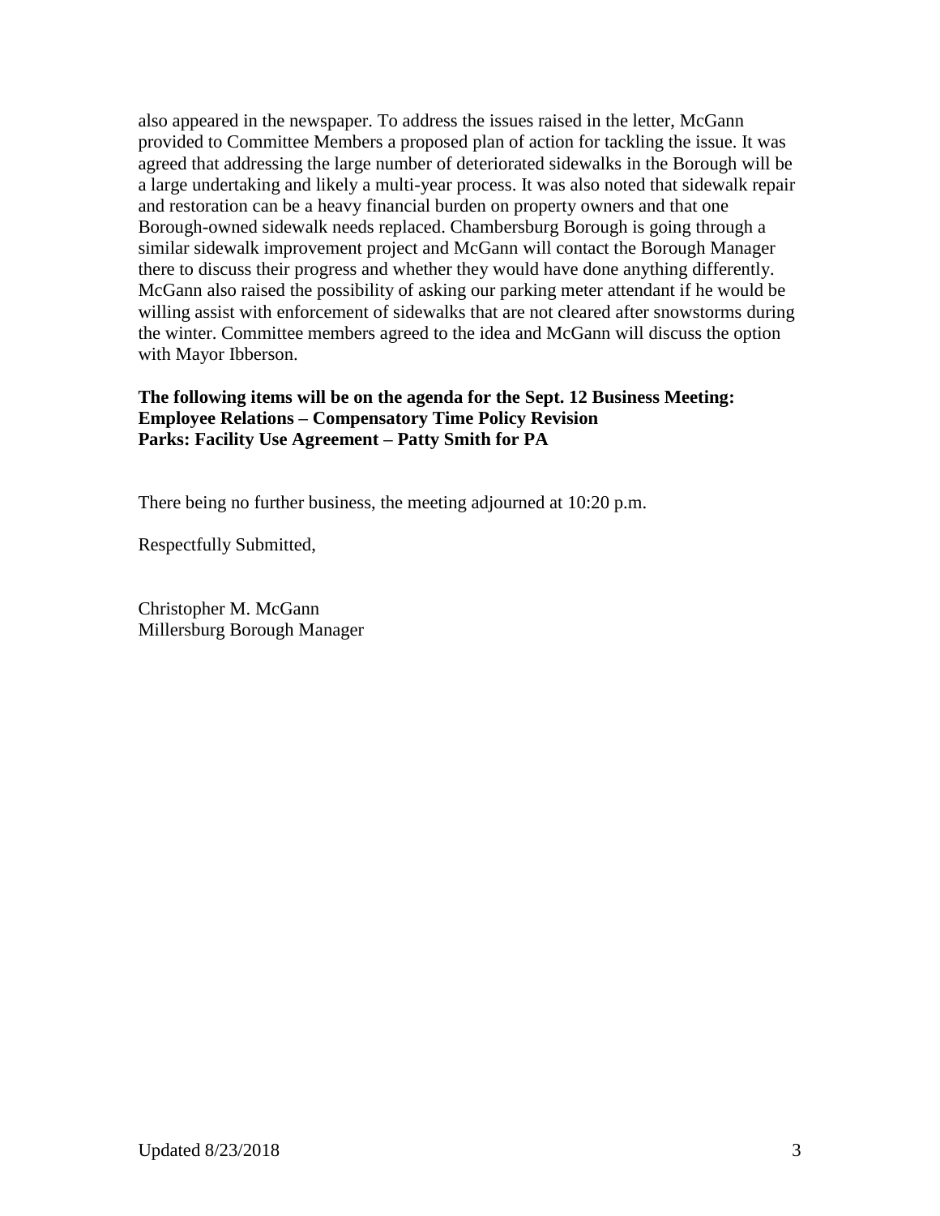also appeared in the newspaper. To address the issues raised in the letter, McGann provided to Committee Members a proposed plan of action for tackling the issue. It was agreed that addressing the large number of deteriorated sidewalks in the Borough will be a large undertaking and likely a multi-year process. It was also noted that sidewalk repair and restoration can be a heavy financial burden on property owners and that one Borough-owned sidewalk needs replaced. Chambersburg Borough is going through a similar sidewalk improvement project and McGann will contact the Borough Manager there to discuss their progress and whether they would have done anything differently. McGann also raised the possibility of asking our parking meter attendant if he would be willing assist with enforcement of sidewalks that are not cleared after snowstorms during the winter. Committee members agreed to the idea and McGann will discuss the option with Mayor Ibberson.

**The following items will be on the agenda for the Sept. 12 Business Meeting:**
**Employee Relations – Compensatory Time Policy Revision**
**Parks: Facility Use Agreement – Patty Smith for PA**

There being no further business, the meeting adjourned at 10:20 p.m.

Respectfully Submitted,

Christopher M. McGann
Millersburg Borough Manager

Updated 8/23/2018